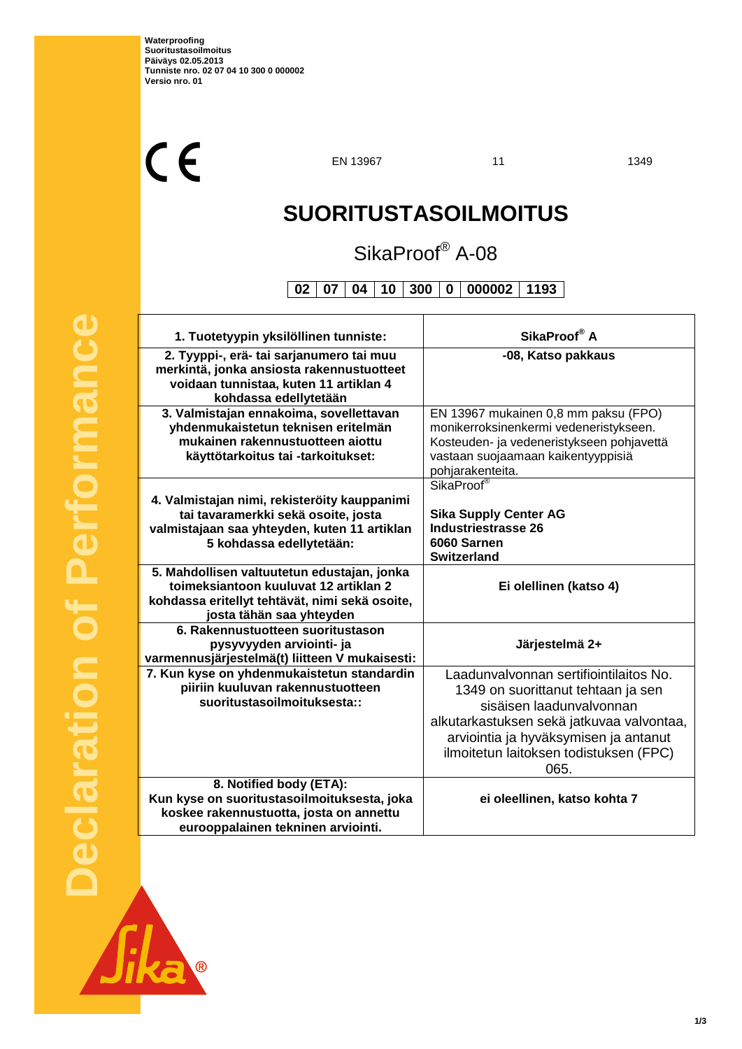**Waterproofing**
**Suoritustasoilmoitus**
**Päiväys 02.05.2013**
**Tunniste nro. 02 07 04 10 300 0 000002**
**Versio nro. 01**

CE EN 13967 11 1349

# SUORITUSTASOILMOITUS

## SikaProof® A-08

| 02 | 07 | 04 | 10 | 300 | 0 | 000002 | 1193 |
|---|---|---|---|---|---|---|---|

| **1. Tuotetyypin yksilöllinen tunniste:** | **SikaProof® A** |
|---|---|
| **2. Tyyppi-, erä- tai sarjanumero tai muu merkintä, jonka ansiosta rakennustuotteet voidaan tunnistaa, kuten 11 artiklan 4 kohdassa edellytetään** | **-08, Katso pakkaus** |
| **3. Valmistajan ennakoima, sovellettavan yhdenmukaistetun teknisen eritelmän mukainen rakennustuotteen aiottu käyttötarkoitus tai -tarkoitukset:** | EN 13967 mukainen 0,8 mm paksu (FPO) monikerroksinenkermi vedeneristykseen. Kosteuden- ja vedeneristykseen pohjavettä vastaan suojaamaan kaikentyyppisiä pohjarakenteita. |
| **4. Valmistajan nimi, rekisteröity kauppanimi tai tavaramerkki sekä osoite, josta valmistajaan saa yhteyden, kuten 11 artiklan 5 kohdassa edellytetään:** | SikaProof® <br><br> **Sika Supply Center AG** <br> **Industriestrasse 26** <br> **6060 Sarnen** <br> **Switzerland** |
| **5. Mahdollisen valtuutetun edustajan, jonka toimeksiantoon kuuluvat 12 artiklan 2 kohdassa eritellyt tehtävät, nimi sekä osoite, josta tähän saa yhteyden** | **Ei olellinen (katso 4)** |
| **6. Rakennustuotteen suoritustason pysyvyyden arviointi- ja varmennusjärjestelmä(t) liitteen V mukaisesti:** | **Järjestelmä 2+** |
| **7. Kun kyse on yhdenmukaistetun standardin piiriin kuuluvan rakennustuotteen suoritustasoilmoituksesta::** | Laadunvalvonnan sertifiointilaitos No. 1349 on suorittanut tehtaan ja sen sisäisen laadunvalvonnan alkutarkastuksen sekä jatkuvaa valvontaa, arviointia ja hyväksymisen ja antanut ilmoitetun laitoksen todistuksen (FPC) 065. |
| **8. Notified body (ETA):** **Kun kyse on suoritustasoilmoituksesta, joka koskee rakennustuotta, josta on annettu eurooppalainen tekninen arviointi.** | **ei oleellinen, katso kohta 7** |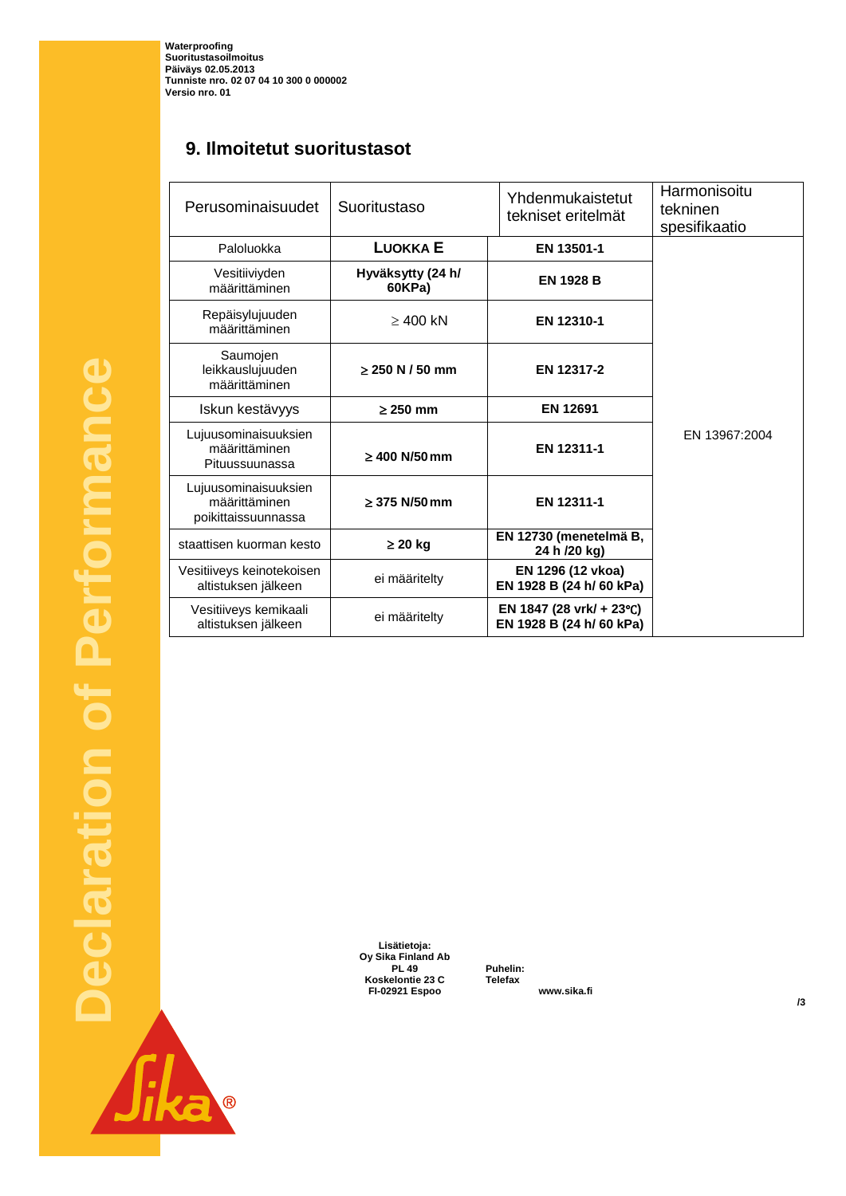Waterproofing
Suoritustasoilmoitus
Päiväys 02.05.2013
Tunniste nro. 02 07 04 10 300 0 000002
Versio nro. 01

## 9. Ilmoitetut suoritustasot

| Perusominaisuudet | Suoritustaso | Yhdenmukaistetut tekniset eritelmät | Harmonisoitu tekninen spesifikaatio |
|---|---|---|---|
| Paloluokka | **LUOKKA E** | **EN 13501-1** | EN 13967:2004 |
| Vesitiiviyden määrittäminen | **Hyväksytty (24 h/ 60KPa)** | **EN 1928 B** | |
| Repäisylujuuden määrittäminen | ≥ 400 kN | **EN 12310-1** | |
| Saumojen leikkauslujuuden määrittäminen | **≥ 250 N / 50 mm** | **EN 12317-2** | |
| Iskun kestävyys | **≥ 250 mm** | **EN 12691** | |
| Lujuusominaisuuksien määrittäminen Pituussuunassa | **≥ 400 N/50 mm** | **EN 12311-1** | |
| Lujuusominaisuuksien määrittäminen poikittaissuunnassa | **≥ 375 N/50 mm** | **EN 12311-1** | |
| staattisen kuorman kesto | **≥ 20 kg** | **EN 12730 (menetelmä B, 24 h /20 kg)** | |
| Vesitiiveys keinotekoisen altistuksen jälkeen | ei määritelty | **EN 1296 (12 vkoa) EN 1928 B (24 h/ 60 kPa)** | |
| Vesitiiveys kemikaali altistuksen jälkeen | ei määritelty | **EN 1847 (28 vrk/ + 23°C) EN 1928 B (24 h/ 60 kPa)** | |

Lisätietoja:
Oy Sika Finland Ab
PL 49
Koskelontie 23 C
FI-02921 Espoo

Puhelin:
Telefax

www.sika.fi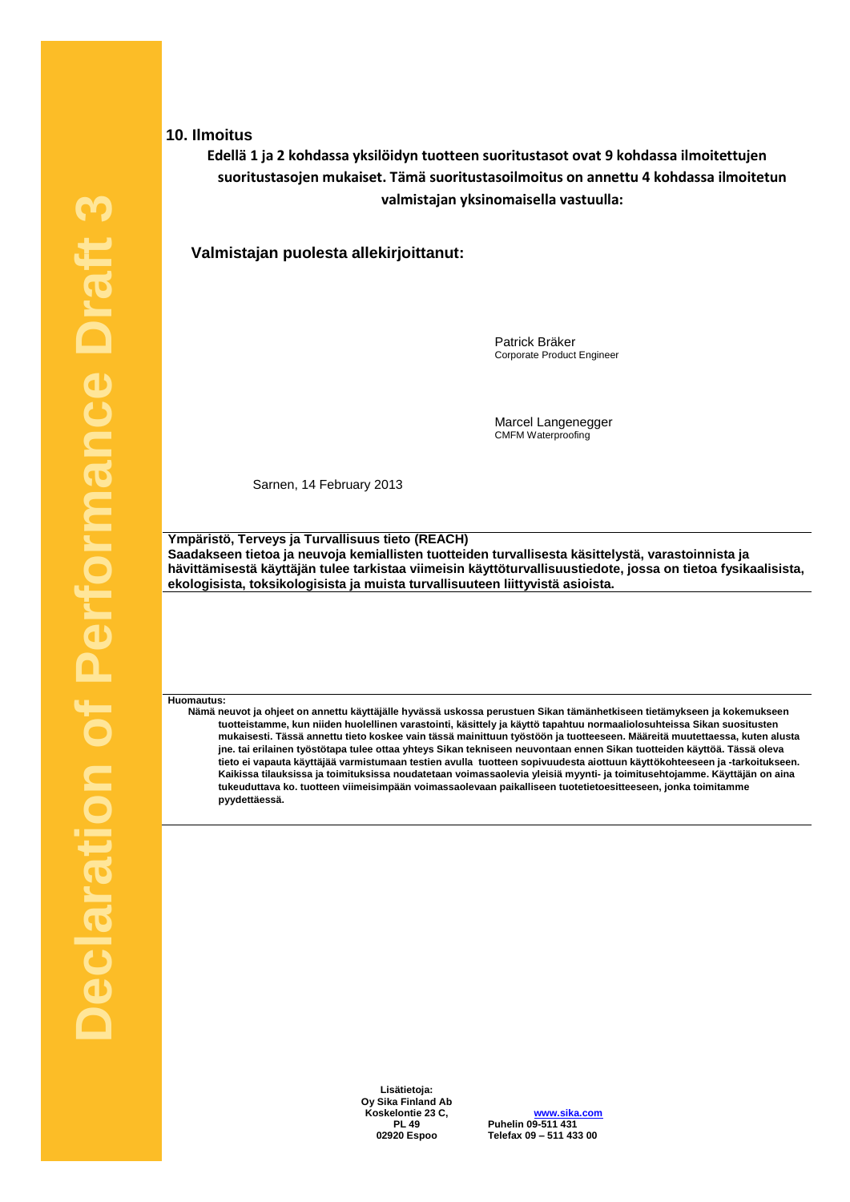## 10. Ilmoitus

**Edellä 1 ja 2 kohdassa yksilöidyn tuotteen suoritustasot ovat 9 kohdassa ilmoitettujen suoritustasojen mukaiset. Tämä suoritustasoilmoitus on annettu 4 kohdassa ilmoitetun valmistajan yksinomaisella vastuulla:**

**Valmistajan puolesta allekirjoittanut:**

Patrick Bräker
Corporate Product Engineer

Marcel Langenegger
CMFM Waterproofing

Sarnen, 14 February 2013

**Ympäristö, Terveys ja Turvallisuus tieto (REACH)**
**Saadakseen tietoa ja neuvoja kemiallisten tuotteiden turvallisesta käsittelystä, varastoinnista ja hävittämisestä käyttäjän tulee tarkistaa viimeisin käyttöturvallisuustiedote, jossa on tietoa fysikaalisista, ekologisista, toksikologisista ja muista turvallisuuteen liittyvistä asioista.**

**Huomautus:**
**Nämä neuvot ja ohjeet on annettu käyttäjälle hyvässä uskossa perustuen Sikan tämänhetkiseen tietämykseen ja kokemukseen tuotteistamme, kun niiden huolellinen varastointi, käsittely ja käyttö tapahtuu normaaliolosuhteissa Sikan suositusten mukaisesti. Tässä annettu tieto koskee vain tässä mainittuun työstöön ja tuotteeseen. Määreitä muutettaessa, kuten alusta jne. tai erilainen työstötapa tulee ottaa yhteys Sikan tekniseen neuvontaan ennen Sikan tuotteiden käyttöä. Tässä oleva tieto ei vapauta käyttäjää varmistumaan testien avulla tuotteen sopivuudesta aiottuun käyttökohteeseen ja -tarkoitukseen. Kaikissa tilauksissa ja toimituksissa noudatetaan voimassaolevia yleisiä myynti- ja toimitusehtojamme. Käyttäjän on aina tukeuduttava ko. tuotteen viimeisimpään voimassaolevaan paikalliseen tuotetietoesitteeseen, jonka toimitamme pyydettäessä.**

**Lisätietoja:**
**Oy Sika Finland Ab**
**Koskelontie 23 C,**
**PL 49**
**02920 Espoo**

**www.sika.com**
**Puhelin 09-511 431**
**Telefax 09 – 511 433 00**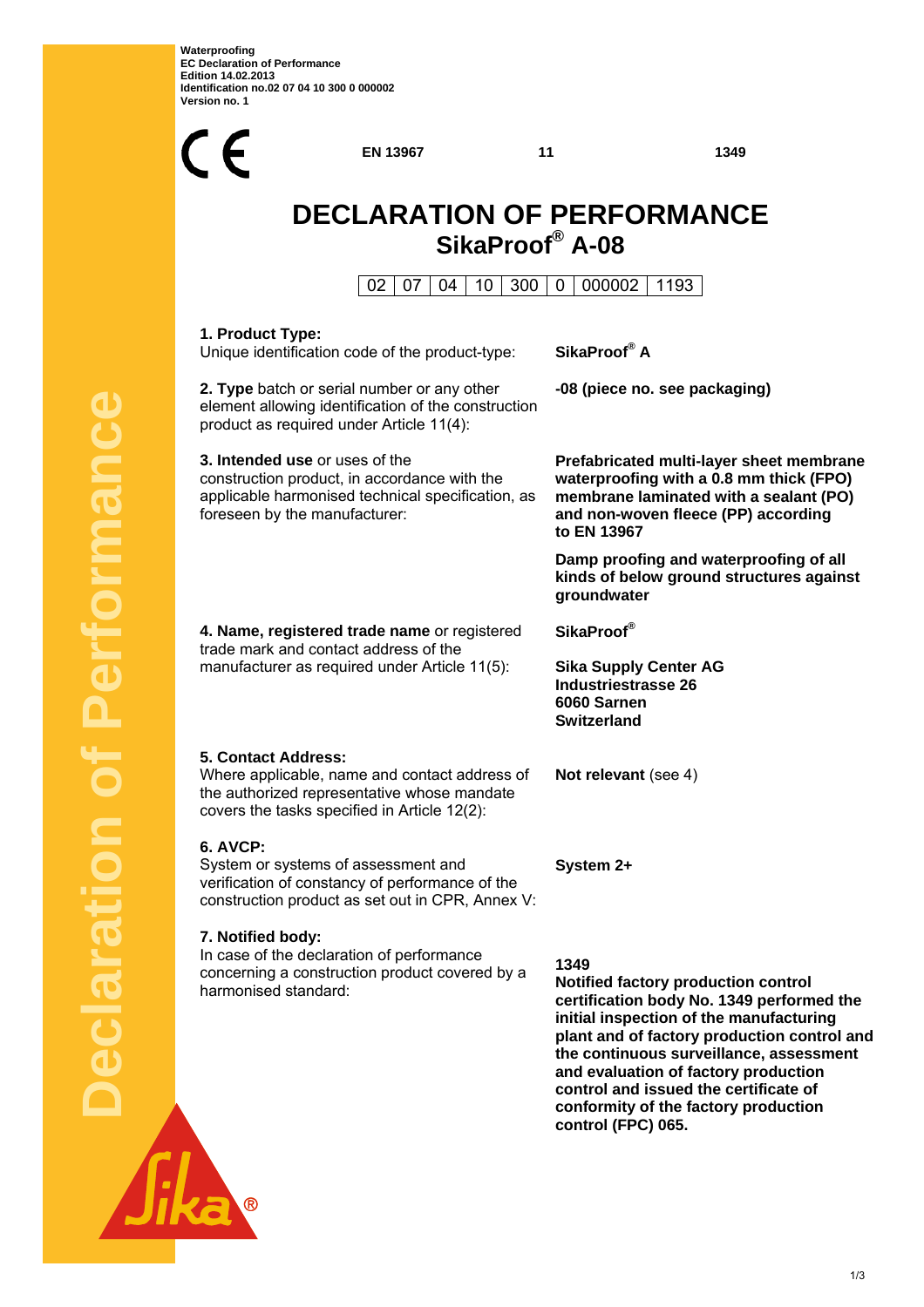Waterproofing
EC Declaration of Performance
Edition 14.02.2013
Identification no.02 07 04 10 300 0 000002
Version no. 1

CE

EN 13967 | 11 | 1349

# DECLARATION OF PERFORMANCE
## SikaProof® A-08

| 02 | 07 | 04 | 10 | 300 | 0 | 000002 | 1193 |
|---|---|---|---|---|---|---|---|

| | |
|---|---|
| **1. Product Type:** Unique identification code of the product-type: | **SikaProof® A** |
| **2. Type** batch or serial number or any other element allowing identification of the construction product as required under Article 11(4): | **-08 (piece no. see packaging)** |
| **3. Intended use** or uses of the construction product, in accordance with the applicable harmonised technical specification, as foreseen by the manufacturer: | **Prefabricated multi-layer sheet membrane waterproofing with a 0.8 mm thick (FPO) membrane laminated with a sealant (PO) and non-woven fleece (PP) according to EN 13967**<br><br>**Damp proofing and waterproofing of all kinds of below ground structures against groundwater** |
| **4. Name, registered trade name** or registered trade mark and contact address of the manufacturer as required under Article 11(5): | **SikaProof®**<br><br>**Sika Supply Center AG**<br>**Industriestrasse 26**<br>**6060 Sarnen**<br>**Switzerland** |
| **5. Contact Address:** Where applicable, name and contact address of the authorized representative whose mandate covers the tasks specified in Article 12(2): | **Not relevant** (see 4) |
| **6. AVCP:** System or systems of assessment and verification of constancy of performance of the construction product as set out in CPR, Annex V: | **System 2+** |
| **7. Notified body:** In case of the declaration of performance concerning a construction product covered by a harmonised standard: | **1349**<br>**Notified factory production control certification body No. 1349 performed the initial inspection of the manufacturing plant and of factory production control and the continuous surveillance, assessment and evaluation of factory production control and issued the certificate of conformity of the factory production control (FPC) 065.** |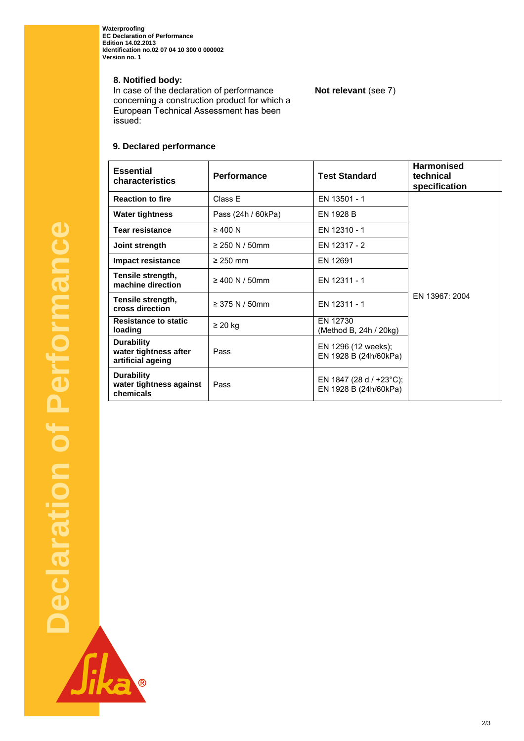## 8. Notified body:

In case of the declaration of performance concerning a construction product for which a European Technical Assessment has been issued:

**Not relevant** (see 7)

## 9. Declared performance

| Essential characteristics | Performance | Test Standard | Harmonised technical specification |
|---|---|---|---|
| **Reaction to fire** | Class E | EN 13501 - 1 | EN 13967: 2004 |
| **Water tightness** | Pass (24h / 60kPa) | EN 1928 B | |
| **Tear resistance** | ≥ 400 N | EN 12310 - 1 | |
| **Joint strength** | ≥ 250 N / 50mm | EN 12317 - 2 | |
| **Impact resistance** | ≥ 250 mm | EN 12691 | |
| **Tensile strength, machine direction** | ≥ 400 N / 50mm | EN 12311 - 1 | |
| **Tensile strength, cross direction** | ≥ 375 N / 50mm | EN 12311 - 1 | |
| **Resistance to static loading** | ≥ 20 kg | EN 12730 (Method B, 24h / 20kg) | |
| **Durability water tightness after artificial ageing** | Pass | EN 1296 (12 weeks); EN 1928 B (24h/60kPa) | |
| **Durability water tightness against chemicals** | Pass | EN 1847 (28 d / +23°C); EN 1928 B (24h/60kPa) | |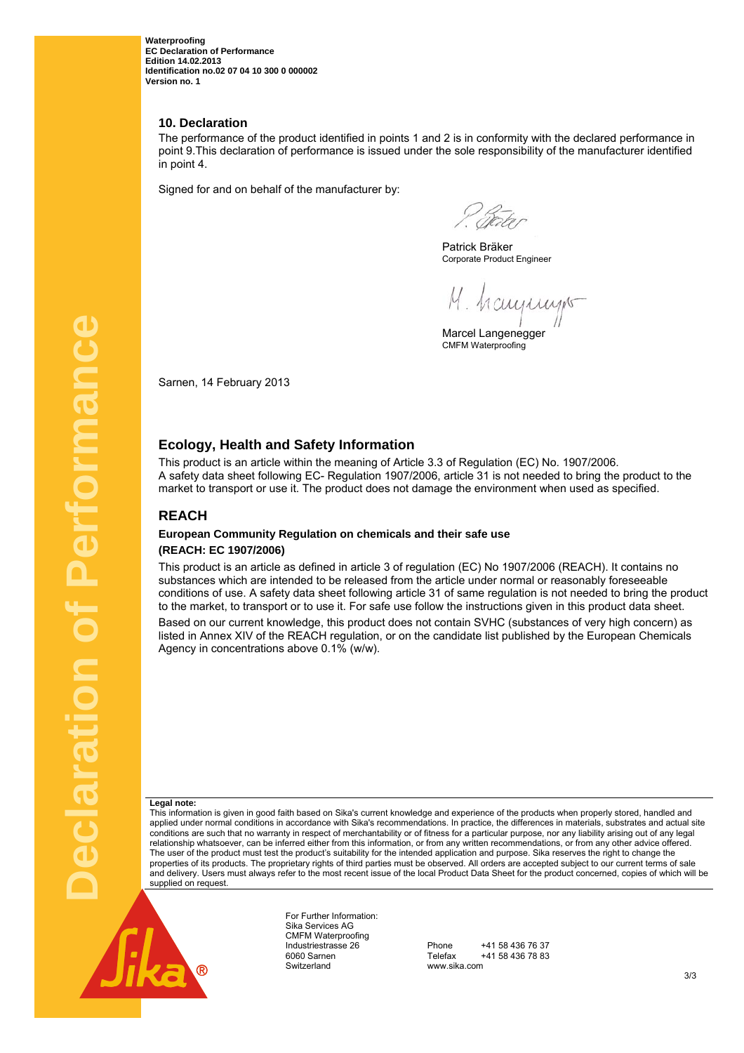**Waterproofing**
**EC Declaration of Performance**
**Edition 14.02.2013**
**Identification no.02 07 04 10 300 0 000002**
**Version no. 1**

### 10. Declaration

The performance of the product identified in points 1 and 2 is in conformity with the declared performance in point 9.This declaration of performance is issued under the sole responsibility of the manufacturer identified in point 4.

Signed for and on behalf of the manufacturer by:

Patrick Bräker
Corporate Product Engineer

Marcel Langenegger
CMFM Waterproofing

Sarnen, 14 February 2013

## Ecology, Health and Safety Information

This product is an article within the meaning of Article 3.3 of Regulation (EC) No. 1907/2006.
A safety data sheet following EC- Regulation 1907/2006, article 31 is not needed to bring the product to the market to transport or use it. The product does not damage the environment when used as specified.

## REACH

**European Community Regulation on chemicals and their safe use**
**(REACH: EC 1907/2006)**

This product is an article as defined in article 3 of regulation (EC) No 1907/2006 (REACH). It contains no substances which are intended to be released from the article under normal or reasonably foreseeable conditions of use. A safety data sheet following article 31 of same regulation is not needed to bring the product to the market, to transport or to use it. For safe use follow the instructions given in this product data sheet.

Based on our current knowledge, this product does not contain SVHC (substances of very high concern) as listed in Annex XIV of the REACH regulation, or on the candidate list published by the European Chemicals Agency in concentrations above 0.1% (w/w).

**Legal note:**
This information is given in good faith based on Sika's current knowledge and experience of the products when properly stored, handled and applied under normal conditions in accordance with Sika's recommendations. In practice, the differences in materials, substrates and actual site conditions are such that no warranty in respect of merchantability or of fitness for a particular purpose, nor any liability arising out of any legal relationship whatsoever, can be inferred either from this information, or from any written recommendations, or from any other advice offered. The user of the product must test the product's suitability for the intended application and purpose. Sika reserves the right to change the properties of its products. The proprietary rights of third parties must be observed. All orders are accepted subject to our current terms of sale and delivery. Users must always refer to the most recent issue of the local Product Data Sheet for the product concerned, copies of which will be supplied on request.

For Further Information:
Sika Services AG
CMFM Waterproofing
Industriestrasse 26
6060 Sarnen
Switzerland

Phone +41 58 436 76 37
Telefax +41 58 436 78 83
www.sika.com